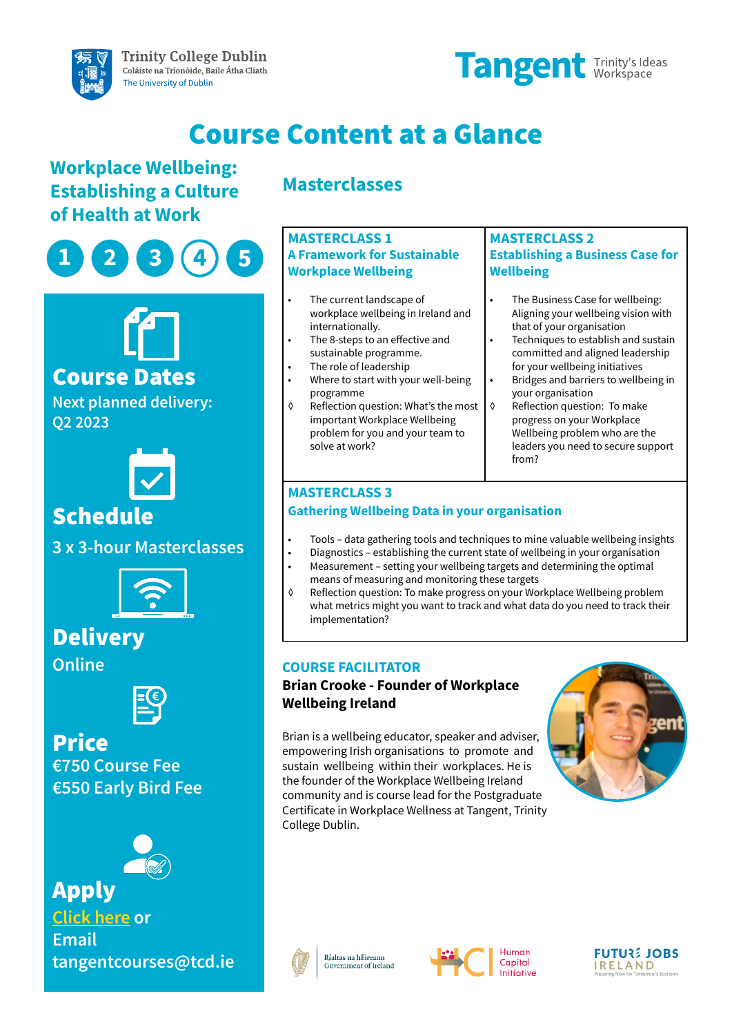Trinity College Dublin
Coláiste na Tríonóide, Baile Átha Cliath
The University of Dublin

Tangent Trinity's Ideas Workspace

# Course Content at a Glance

## Workplace Wellbeing: Establishing a Culture of Health at Work

1 2 3 4 5

### Course Dates

Next planned delivery: Q2 2023

### Schedule

3 x 3-hour Masterclasses

### Delivery

Online

### Price

€750 Course Fee
€550 Early Bird Fee

### Apply

Click here or Email tangentcourses@tcd.ie

## Masterclasses

### MASTERCLASS 1
### A Framework for Sustainable Workplace Wellbeing

- The current landscape of workplace wellbeing in Ireland and internationally.
- The 8-steps to an effective and sustainable programme.
- The role of leadership
- Where to start with your well-being programme
- ◊ Reflection question: What's the most important Workplace Wellbeing problem for you and your team to solve at work?

### MASTERCLASS 2
### Establishing a Business Case for Wellbeing

- The Business Case for wellbeing: Aligning your wellbeing vision with that of your organisation
- Techniques to establish and sustain committed and aligned leadership for your wellbeing initiatives
- Bridges and barriers to wellbeing in your organisation
- ◊ Reflection question: To make progress on your Workplace Wellbeing problem who are the leaders you need to secure support from?

### MASTERCLASS 3
### Gathering Wellbeing Data in your organisation

- Tools – data gathering tools and techniques to mine valuable wellbeing insights
- Diagnostics – establishing the current state of wellbeing in your organisation
- Measurement – setting your wellbeing targets and determining the optimal means of measuring and monitoring these targets
- ◊ Reflection question: To make progress on your Workplace Wellbeing problem what metrics might you want to track and what data do you need to track their implementation?

### COURSE FACILITATOR

**Brian Crooke - Founder of Workplace Wellbeing Ireland**

Brian is a wellbeing educator, speaker and adviser, empowering Irish organisations to promote and sustain wellbeing within their workplaces. He is the founder of the Workplace Wellbeing Ireland community and is course lead for the Postgraduate Certificate in Workplace Wellness at Tangent, Trinity College Dublin.

Rialtas na hÉireann Government of Ireland | Human Capital Initiative | Future Jobs Ireland – Preparing Now for Tomorrow's Economy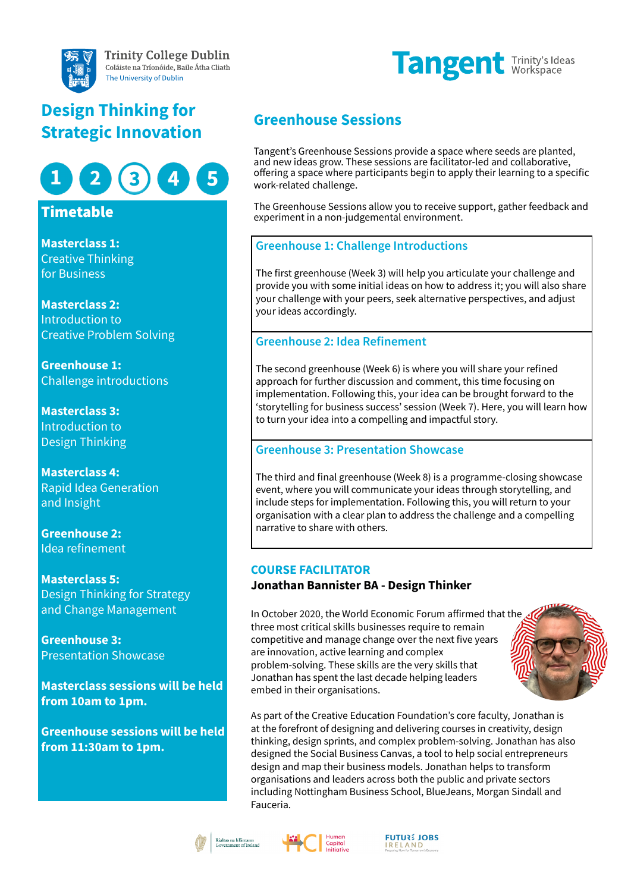Trinity College Dublin
Coláiste na Tríonóide, Baile Átha Cliath
The University of Dublin

Tangent Trinity's Ideas Workspace

# Design Thinking for Strategic Innovation

1 2 3 4 5

## Timetable

**Masterclass 1:**
Creative Thinking for Business

**Masterclass 2:**
Introduction to Creative Problem Solving

**Greenhouse 1:**
Challenge introductions

**Masterclass 3:**
Introduction to Design Thinking

**Masterclass 4:**
Rapid Idea Generation and Insight

**Greenhouse 2:**
Idea refinement

**Masterclass 5:**
Design Thinking for Strategy and Change Management

**Greenhouse 3:**
Presentation Showcase

**Masterclass sessions will be held from 10am to 1pm.**

**Greenhouse sessions will be held from 11:30am to 1pm.**

## Greenhouse Sessions

Tangent's Greenhouse Sessions provide a space where seeds are planted, and new ideas grow. These sessions are facilitator-led and collaborative, offering a space where participants begin to apply their learning to a specific work-related challenge.

The Greenhouse Sessions allow you to receive support, gather feedback and experiment in a non-judgemental environment.

### Greenhouse 1: Challenge Introductions

The first greenhouse (Week 3) will help you articulate your challenge and provide you with some initial ideas on how to address it; you will also share your challenge with your peers, seek alternative perspectives, and adjust your ideas accordingly.

### Greenhouse 2: Idea Refinement

The second greenhouse (Week 6) is where you will share your refined approach for further discussion and comment, this time focusing on implementation. Following this, your idea can be brought forward to the 'storytelling for business success' session (Week 7). Here, you will learn how to turn your idea into a compelling and impactful story.

### Greenhouse 3: Presentation Showcase

The third and final greenhouse (Week 8) is a programme-closing showcase event, where you will communicate your ideas through storytelling, and include steps for implementation. Following this, you will return to your organisation with a clear plan to address the challenge and a compelling narrative to share with others.

## COURSE FACILITATOR

**Jonathan Bannister BA - Design Thinker**

In October 2020, the World Economic Forum affirmed that the three most critical skills businesses require to remain competitive and manage change over the next five years are innovation, active learning and complex problem-solving. These skills are the very skills that Jonathan has spent the last decade helping leaders embed in their organisations.

As part of the Creative Education Foundation's core faculty, Jonathan is at the forefront of designing and delivering courses in creativity, design thinking, design sprints, and complex problem-solving. Jonathan has also designed the Social Business Canvas, a tool to help social entrepreneurs design and map their business models. Jonathan helps to transform organisations and leaders across both the public and private sectors including Nottingham Business School, BlueJeans, Morgan Sindall and Fauceria.

Rialtas na hÉireann Government of Ireland | HCI Human Capital Initiative | FUTURE JOBS IRELAND